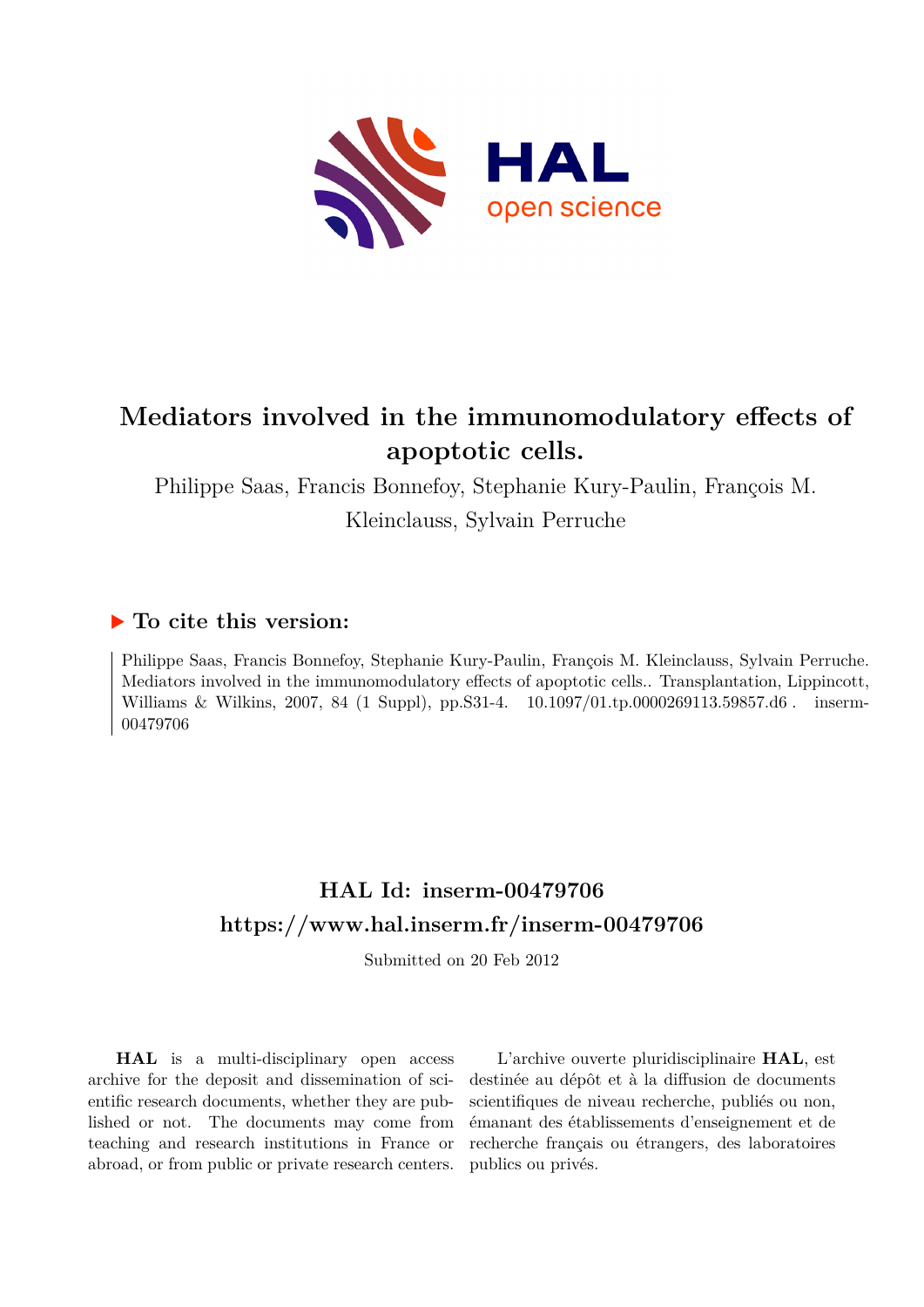# Mediators involved in the immunomodulatory effects of apoptotic cells.

Philippe Saas, Francis Bonnefoy, Stephanie Kury-Paulin, François M. Kleinclauss, Sylvain Perruche

## ▶ To cite this version:

Philippe Saas, Francis Bonnefoy, Stephanie Kury-Paulin, François M. Kleinclauss, Sylvain Perruche. Mediators involved in the immunomodulatory effects of apoptotic cells.. Transplantation, Lippincott, Williams & Wilkins, 2007, 84 (1 Suppl), pp.S31-4. 10.1097/01.tp.0000269113.59857.d6 . inserm-00479706

## HAL Id: inserm-00479706
## https://www.hal.inserm.fr/inserm-00479706

Submitted on 20 Feb 2012

**HAL** is a multi-disciplinary open access archive for the deposit and dissemination of scientific research documents, whether they are published or not. The documents may come from teaching and research institutions in France or abroad, or from public or private research centers.

L'archive ouverte pluridisciplinaire **HAL**, est destinée au dépôt et à la diffusion de documents scientifiques de niveau recherche, publiés ou non, émanant des établissements d'enseignement et de recherche français ou étrangers, des laboratoires publics ou privés.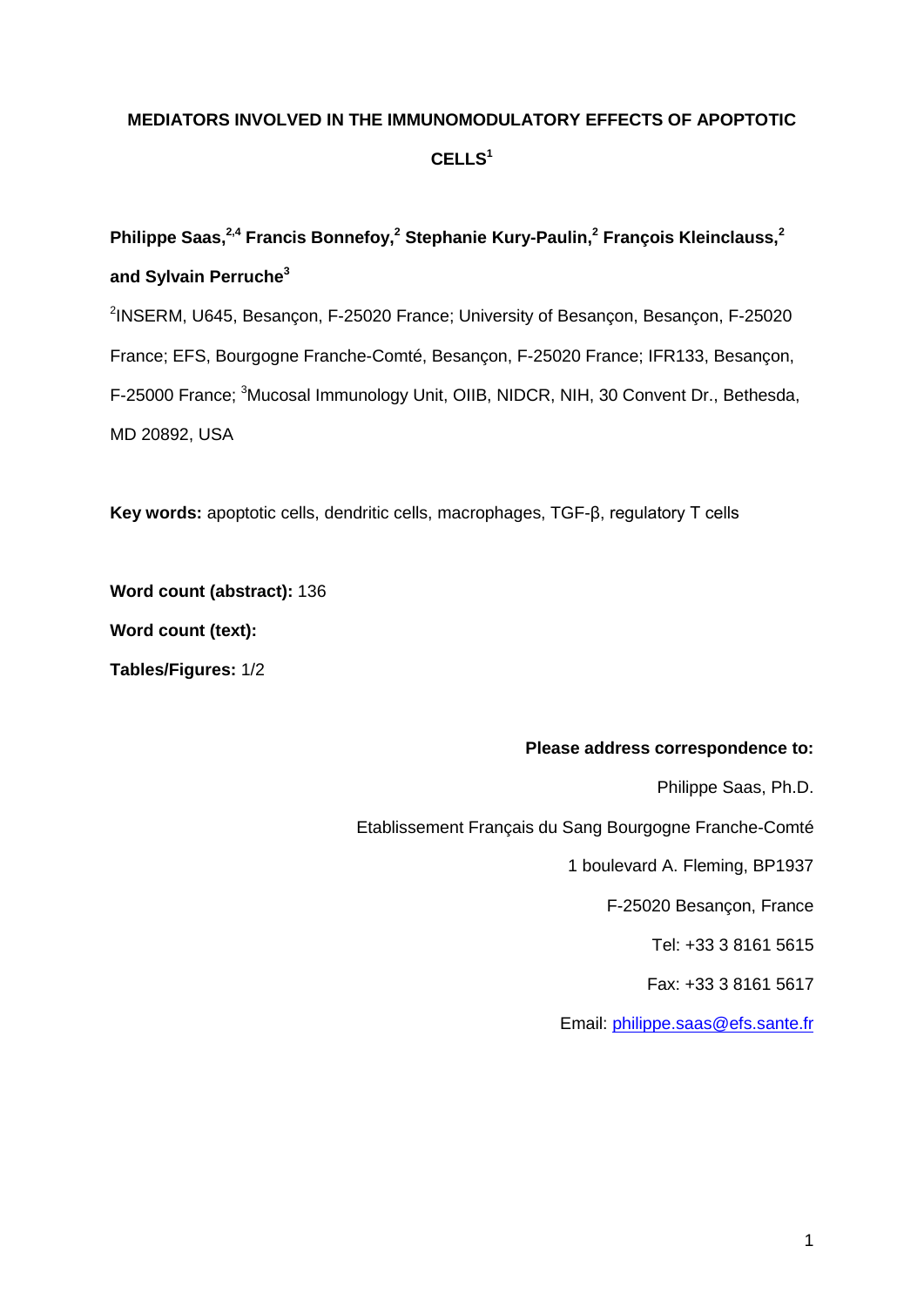**MEDIATORS INVOLVED IN THE IMMUNOMODULATORY EFFECTS OF APOPTOTIC CELLS[1]**

**Philippe Saas,[2,4] Francis Bonnefoy,[2] Stephanie Kury-Paulin,[2] François Kleinclauss,[2] and Sylvain Perruche[3]**

[2]INSERM, U645, Besançon, F-25020 France; University of Besançon, Besançon, F-25020 France; EFS, Bourgogne Franche-Comté, Besançon, F-25020 France; IFR133, Besançon, F-25000 France; [3]Mucosal Immunology Unit, OIIB, NIDCR, NIH, 30 Convent Dr., Bethesda, MD 20892, USA

**Key words:** apoptotic cells, dendritic cells, macrophages, TGF-β, regulatory T cells

**Word count (abstract):** 136

**Word count (text):**

**Tables/Figures:** 1/2

**Please address correspondence to:**

Philippe Saas, Ph.D.

Etablissement Français du Sang Bourgogne Franche-Comté

1 boulevard A. Fleming, BP1937

F-25020 Besançon, France

Tel: +33 3 8161 5615

Fax: +33 3 8161 5617

Email: philippe.saas@efs.sante.fr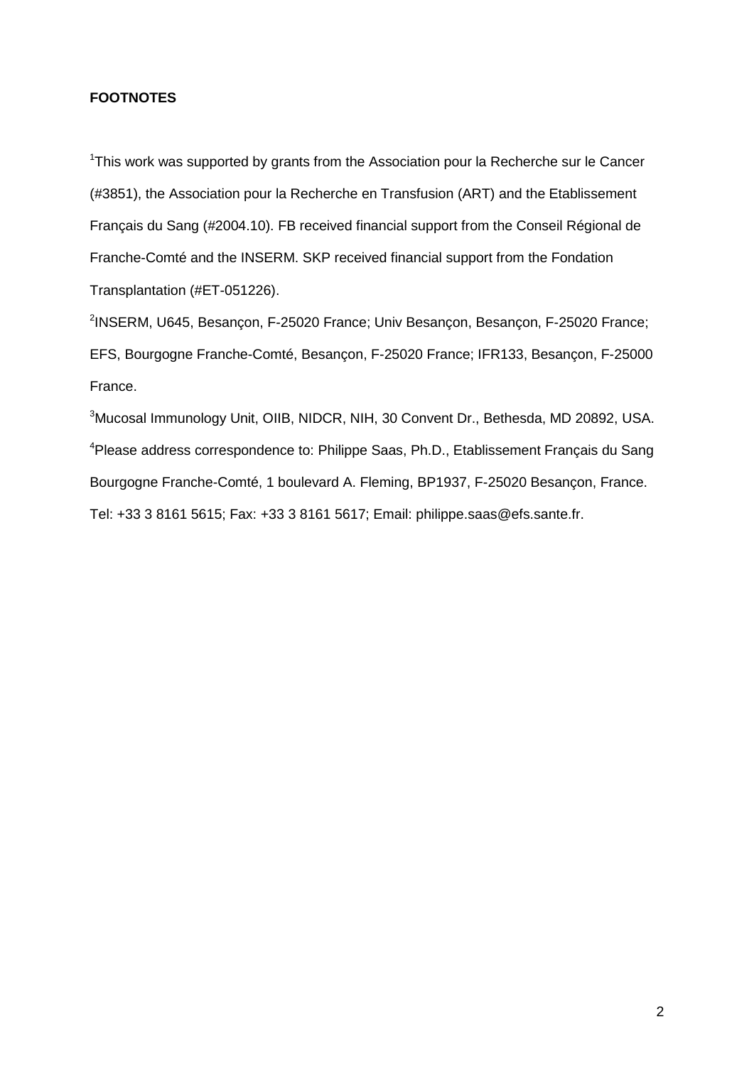**FOOTNOTES**

[1]This work was supported by grants from the Association pour la Recherche sur le Cancer (#3851), the Association pour la Recherche en Transfusion (ART) and the Etablissement Français du Sang (#2004.10). FB received financial support from the Conseil Régional de Franche-Comté and the INSERM. SKP received financial support from the Fondation Transplantation (#ET-051226).

[2]INSERM, U645, Besançon, F-25020 France; Univ Besançon, Besançon, F-25020 France; EFS, Bourgogne Franche-Comté, Besançon, F-25020 France; IFR133, Besançon, F-25000 France.

[3]Mucosal Immunology Unit, OIIB, NIDCR, NIH, 30 Convent Dr., Bethesda, MD 20892, USA.

[4]Please address correspondence to: Philippe Saas, Ph.D., Etablissement Français du Sang Bourgogne Franche-Comté, 1 boulevard A. Fleming, BP1937, F-25020 Besançon, France. Tel: +33 3 8161 5615; Fax: +33 3 8161 5617; Email: philippe.saas@efs.sante.fr.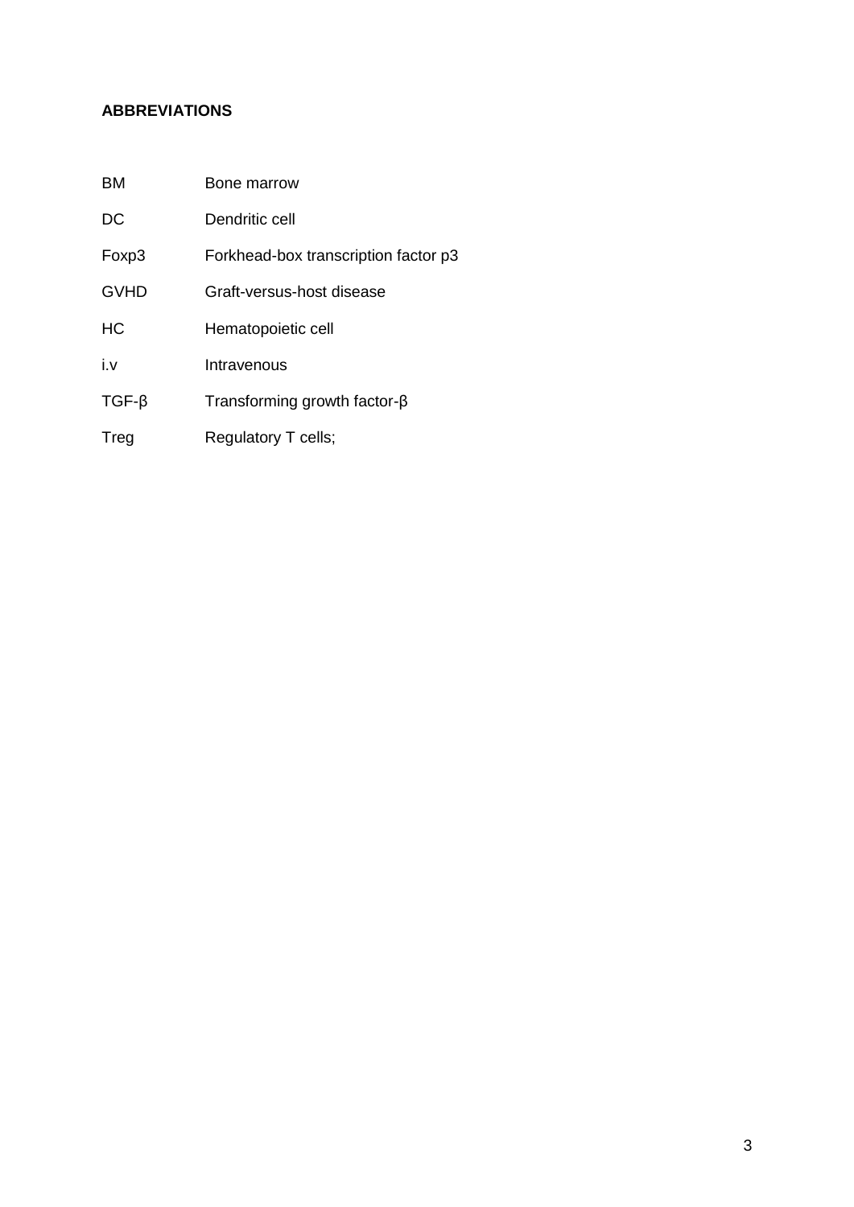**ABBREVIATIONS**

| | |
|---|---|
| BM | Bone marrow |
| DC | Dendritic cell |
| Foxp3 | Forkhead-box transcription factor p3 |
| GVHD | Graft-versus-host disease |
| HC | Hematopoietic cell |
| i.v | Intravenous |
| TGF-β | Transforming growth factor-β |
| Treg | Regulatory T cells; |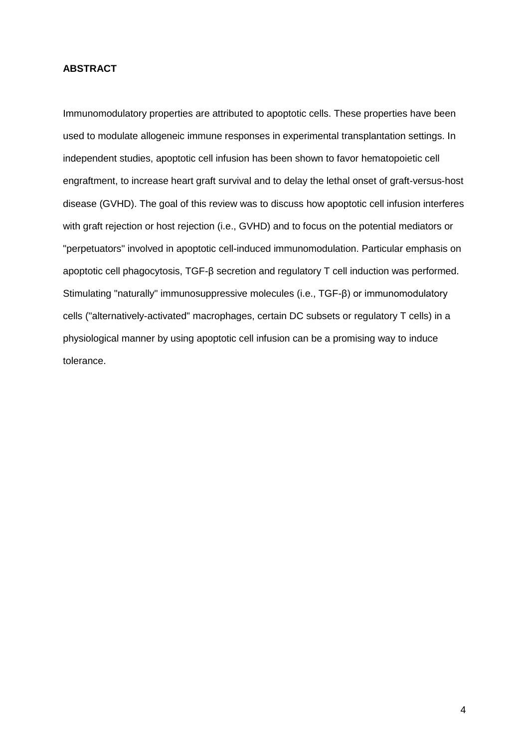**ABSTRACT**

Immunomodulatory properties are attributed to apoptotic cells. These properties have been used to modulate allogeneic immune responses in experimental transplantation settings. In independent studies, apoptotic cell infusion has been shown to favor hematopoietic cell engraftment, to increase heart graft survival and to delay the lethal onset of graft-versus-host disease (GVHD). The goal of this review was to discuss how apoptotic cell infusion interferes with graft rejection or host rejection (i.e., GVHD) and to focus on the potential mediators or "perpetuators" involved in apoptotic cell-induced immunomodulation. Particular emphasis on apoptotic cell phagocytosis, TGF-β secretion and regulatory T cell induction was performed. Stimulating "naturally" immunosuppressive molecules (i.e., TGF-β) or immunomodulatory cells ("alternatively-activated" macrophages, certain DC subsets or regulatory T cells) in a physiological manner by using apoptotic cell infusion can be a promising way to induce tolerance.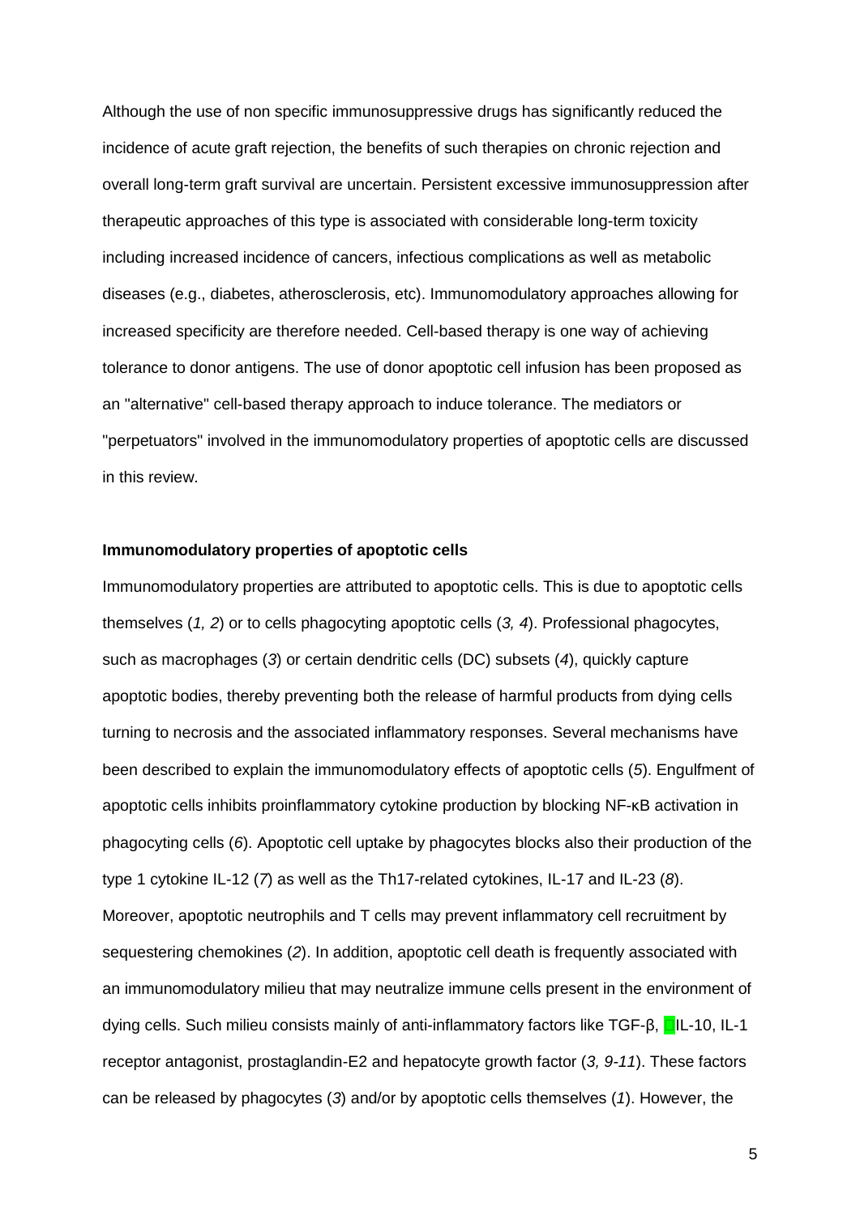Although the use of non specific immunosuppressive drugs has significantly reduced the incidence of acute graft rejection, the benefits of such therapies on chronic rejection and overall long-term graft survival are uncertain. Persistent excessive immunosuppression after therapeutic approaches of this type is associated with considerable long-term toxicity including increased incidence of cancers, infectious complications as well as metabolic diseases (e.g., diabetes, atherosclerosis, etc). Immunomodulatory approaches allowing for increased specificity are therefore needed. Cell-based therapy is one way of achieving tolerance to donor antigens. The use of donor apoptotic cell infusion has been proposed as an "alternative" cell-based therapy approach to induce tolerance. The mediators or "perpetuators" involved in the immunomodulatory properties of apoptotic cells are discussed in this review.

**Immunomodulatory properties of apoptotic cells**

Immunomodulatory properties are attributed to apoptotic cells. This is due to apoptotic cells themselves (*1, 2*) or to cells phagocyting apoptotic cells (*3, 4*). Professional phagocytes, such as macrophages (*3*) or certain dendritic cells (DC) subsets (*4*), quickly capture apoptotic bodies, thereby preventing both the release of harmful products from dying cells turning to necrosis and the associated inflammatory responses. Several mechanisms have been described to explain the immunomodulatory effects of apoptotic cells (*5*). Engulfment of apoptotic cells inhibits proinflammatory cytokine production by blocking NF-κB activation in phagocyting cells (*6*). Apoptotic cell uptake by phagocytes blocks also their production of the type 1 cytokine IL-12 (*7*) as well as the Th17-related cytokines, IL-17 and IL-23 (*8*). Moreover, apoptotic neutrophils and T cells may prevent inflammatory cell recruitment by sequestering chemokines (*2*). In addition, apoptotic cell death is frequently associated with an immunomodulatory milieu that may neutralize immune cells present in the environment of dying cells. Such milieu consists mainly of anti-inflammatory factors like TGF-β, IL-10, IL-1 receptor antagonist, prostaglandin-E2 and hepatocyte growth factor (*3, 9-11*). These factors can be released by phagocytes (*3*) and/or by apoptotic cells themselves (*1*). However, the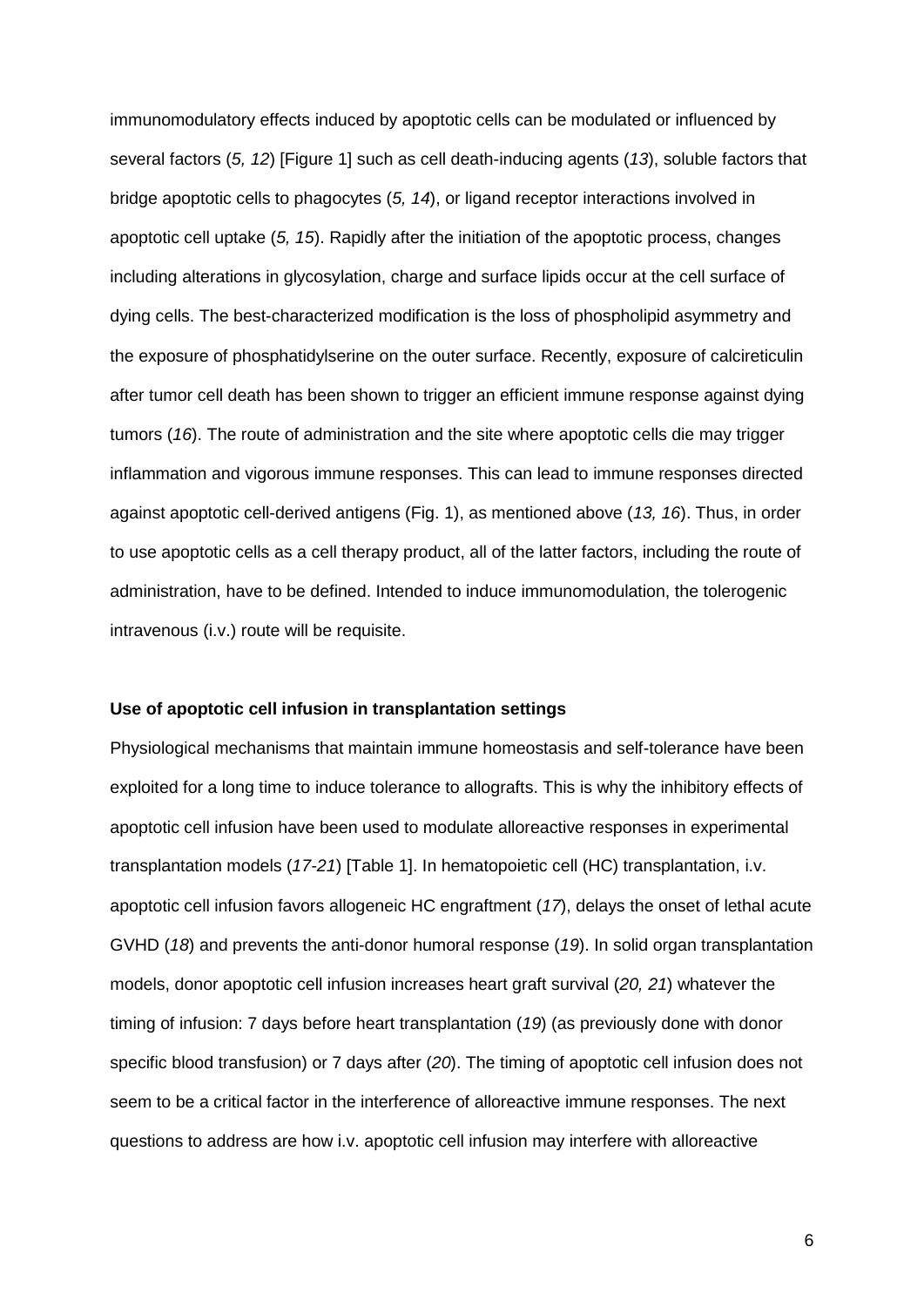immunomodulatory effects induced by apoptotic cells can be modulated or influenced by several factors (*5, 12*) [Figure 1] such as cell death-inducing agents (*13*), soluble factors that bridge apoptotic cells to phagocytes (*5, 14*), or ligand receptor interactions involved in apoptotic cell uptake (*5, 15*). Rapidly after the initiation of the apoptotic process, changes including alterations in glycosylation, charge and surface lipids occur at the cell surface of dying cells. The best-characterized modification is the loss of phospholipid asymmetry and the exposure of phosphatidylserine on the outer surface. Recently, exposure of calcireticulin after tumor cell death has been shown to trigger an efficient immune response against dying tumors (*16*). The route of administration and the site where apoptotic cells die may trigger inflammation and vigorous immune responses. This can lead to immune responses directed against apoptotic cell-derived antigens (Fig. 1), as mentioned above (*13, 16*). Thus, in order to use apoptotic cells as a cell therapy product, all of the latter factors, including the route of administration, have to be defined. Intended to induce immunomodulation, the tolerogenic intravenous (i.v.) route will be requisite.

**Use of apoptotic cell infusion in transplantation settings**

Physiological mechanisms that maintain immune homeostasis and self-tolerance have been exploited for a long time to induce tolerance to allografts. This is why the inhibitory effects of apoptotic cell infusion have been used to modulate alloreactive responses in experimental transplantation models (*17-21*) [Table 1]. In hematopoietic cell (HC) transplantation, i.v. apoptotic cell infusion favors allogeneic HC engraftment (*17*), delays the onset of lethal acute GVHD (*18*) and prevents the anti-donor humoral response (*19*). In solid organ transplantation models, donor apoptotic cell infusion increases heart graft survival (*20, 21*) whatever the timing of infusion: 7 days before heart transplantation (*19*) (as previously done with donor specific blood transfusion) or 7 days after (*20*). The timing of apoptotic cell infusion does not seem to be a critical factor in the interference of alloreactive immune responses. The next questions to address are how i.v. apoptotic cell infusion may interfere with alloreactive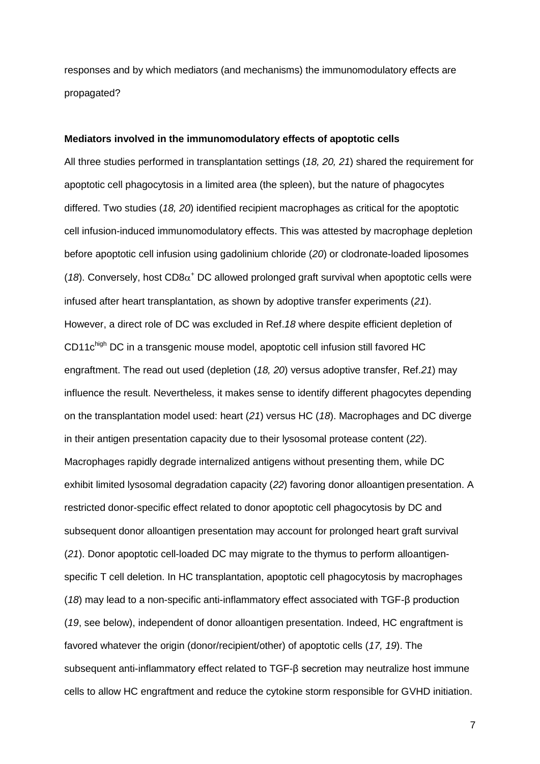responses and by which mediators (and mechanisms) the immunomodulatory effects are propagated?

**Mediators involved in the immunomodulatory effects of apoptotic cells**

All three studies performed in transplantation settings (*18, 20, 21*) shared the requirement for apoptotic cell phagocytosis in a limited area (the spleen), but the nature of phagocytes differed. Two studies (*18, 20*) identified recipient macrophages as critical for the apoptotic cell infusion-induced immunomodulatory effects. This was attested by macrophage depletion before apoptotic cell infusion using gadolinium chloride (*20*) or clodronate-loaded liposomes (*18*). Conversely, host $CD8\alpha^+$ DC allowed prolonged graft survival when apoptotic cells were infused after heart transplantation, as shown by adoptive transfer experiments (*21*). However, a direct role of DC was excluded in Ref.*18* where despite efficient depletion of $CD11c^{high}$ DC in a transgenic mouse model, apoptotic cell infusion still favored HC engraftment. The read out used (depletion (*18, 20*) versus adoptive transfer, Ref.*21*) may influence the result. Nevertheless, it makes sense to identify different phagocytes depending on the transplantation model used: heart (*21*) versus HC (*18*). Macrophages and DC diverge in their antigen presentation capacity due to their lysosomal protease content (*22*). Macrophages rapidly degrade internalized antigens without presenting them, while DC exhibit limited lysosomal degradation capacity (*22*) favoring donor alloantigen presentation. A restricted donor-specific effect related to donor apoptotic cell phagocytosis by DC and subsequent donor alloantigen presentation may account for prolonged heart graft survival (*21*). Donor apoptotic cell-loaded DC may migrate to the thymus to perform alloantigen-specific T cell deletion. In HC transplantation, apoptotic cell phagocytosis by macrophages (*18*) may lead to a non-specific anti-inflammatory effect associated with TGF-β production (*19*, see below), independent of donor alloantigen presentation. Indeed, HC engraftment is favored whatever the origin (donor/recipient/other) of apoptotic cells (*17, 19*). The subsequent anti-inflammatory effect related to TGF-β secretion may neutralize host immune cells to allow HC engraftment and reduce the cytokine storm responsible for GVHD initiation.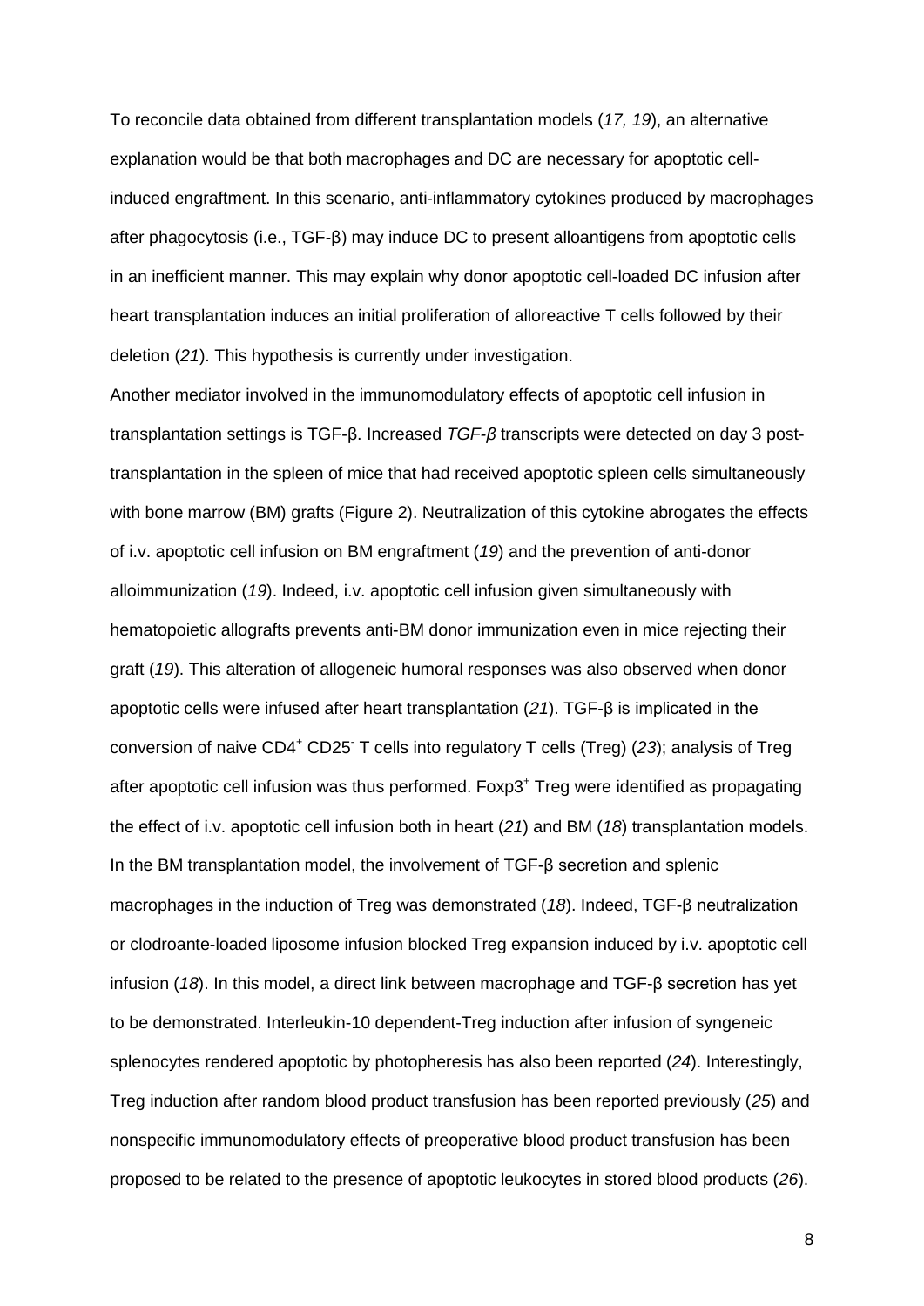To reconcile data obtained from different transplantation models (*17, 19*), an alternative explanation would be that both macrophages and DC are necessary for apoptotic cell-induced engraftment. In this scenario, anti-inflammatory cytokines produced by macrophages after phagocytosis (i.e., TGF-β) may induce DC to present alloantigens from apoptotic cells in an inefficient manner. This may explain why donor apoptotic cell-loaded DC infusion after heart transplantation induces an initial proliferation of alloreactive T cells followed by their deletion (*21*). This hypothesis is currently under investigation.

Another mediator involved in the immunomodulatory effects of apoptotic cell infusion in transplantation settings is TGF-β. Increased *TGF-β* transcripts were detected on day 3 post-transplantation in the spleen of mice that had received apoptotic spleen cells simultaneously with bone marrow (BM) grafts (Figure 2). Neutralization of this cytokine abrogates the effects of i.v. apoptotic cell infusion on BM engraftment (*19*) and the prevention of anti-donor alloimmunization (*19*). Indeed, i.v. apoptotic cell infusion given simultaneously with hematopoietic allografts prevents anti-BM donor immunization even in mice rejecting their graft (*19*). This alteration of allogeneic humoral responses was also observed when donor apoptotic cells were infused after heart transplantation (*21*). TGF-β is implicated in the conversion of naive $CD4^{+}$ $CD25^{-}$ T cells into regulatory T cells (Treg) (*23*); analysis of Treg after apoptotic cell infusion was thus performed. $Foxp3^{+}$ Treg were identified as propagating the effect of i.v. apoptotic cell infusion both in heart (*21*) and BM (*18*) transplantation models. In the BM transplantation model, the involvement of TGF-β secretion and splenic macrophages in the induction of Treg was demonstrated (*18*). Indeed, TGF-β neutralization or clodroante-loaded liposome infusion blocked Treg expansion induced by i.v. apoptotic cell infusion (*18*). In this model, a direct link between macrophage and TGF-β secretion has yet to be demonstrated. Interleukin-10 dependent-Treg induction after infusion of syngeneic splenocytes rendered apoptotic by photopheresis has also been reported (*24*). Interestingly, Treg induction after random blood product transfusion has been reported previously (*25*) and nonspecific immunomodulatory effects of preoperative blood product transfusion has been proposed to be related to the presence of apoptotic leukocytes in stored blood products (*26*).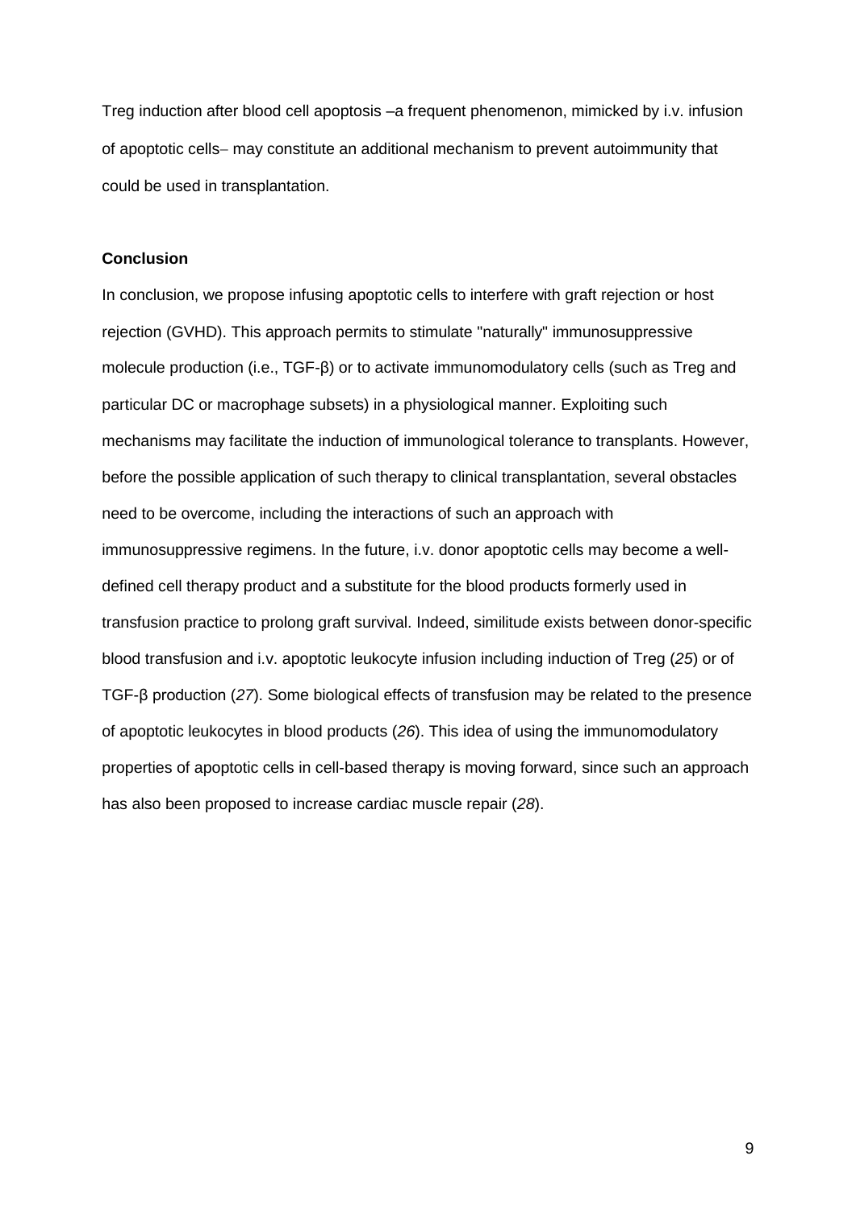Treg induction after blood cell apoptosis –a frequent phenomenon, mimicked by i.v. infusion of apoptotic cells– may constitute an additional mechanism to prevent autoimmunity that could be used in transplantation.

**Conclusion**

In conclusion, we propose infusing apoptotic cells to interfere with graft rejection or host rejection (GVHD). This approach permits to stimulate "naturally" immunosuppressive molecule production (i.e., TGF-β) or to activate immunomodulatory cells (such as Treg and particular DC or macrophage subsets) in a physiological manner. Exploiting such mechanisms may facilitate the induction of immunological tolerance to transplants. However, before the possible application of such therapy to clinical transplantation, several obstacles need to be overcome, including the interactions of such an approach with immunosuppressive regimens. In the future, i.v. donor apoptotic cells may become a well-defined cell therapy product and a substitute for the blood products formerly used in transfusion practice to prolong graft survival. Indeed, similitude exists between donor-specific blood transfusion and i.v. apoptotic leukocyte infusion including induction of Treg (*25*) or of TGF-β production (*27*). Some biological effects of transfusion may be related to the presence of apoptotic leukocytes in blood products (*26*). This idea of using the immunomodulatory properties of apoptotic cells in cell-based therapy is moving forward, since such an approach has also been proposed to increase cardiac muscle repair (*28*).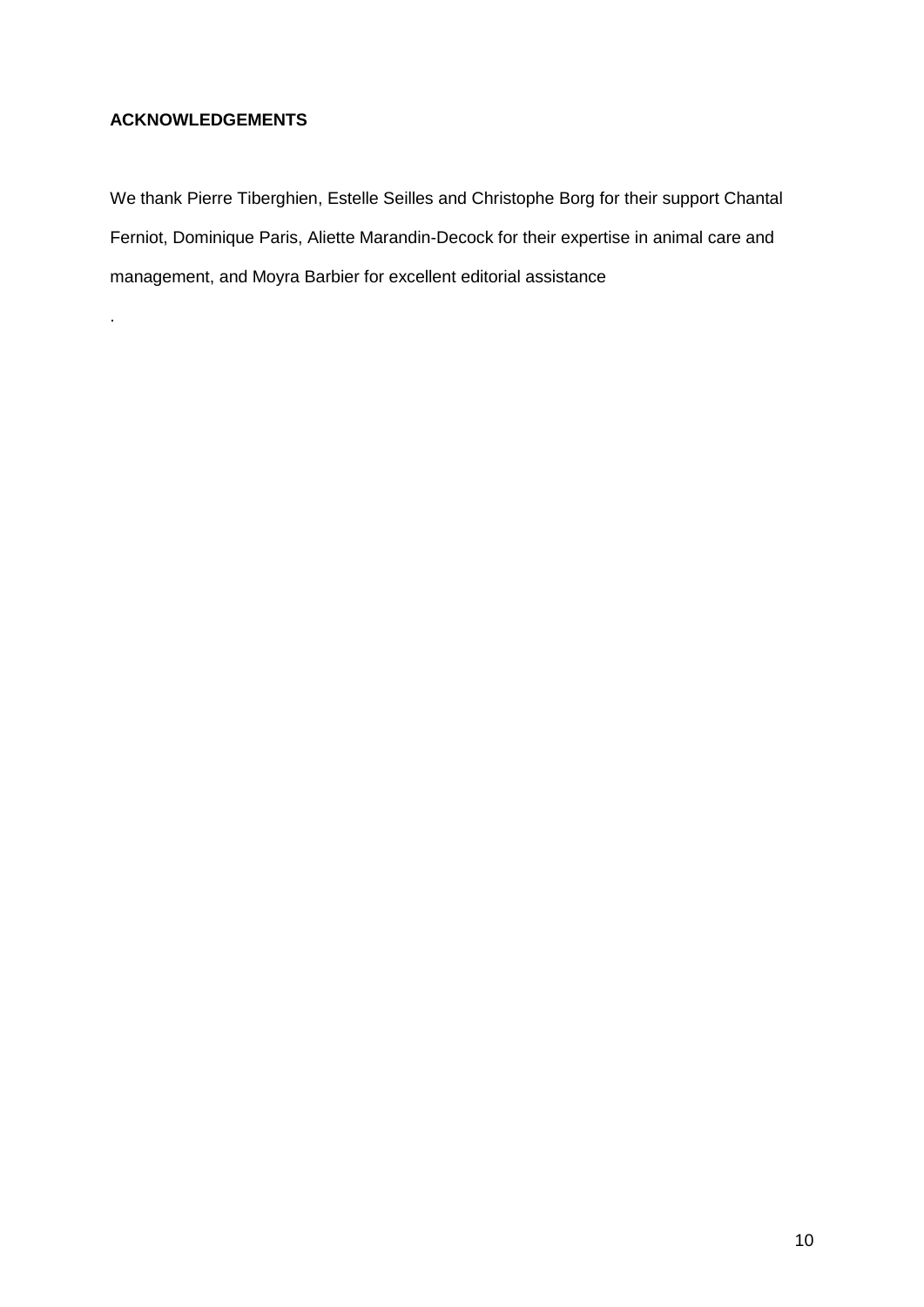**ACKNOWLEDGEMENTS**

We thank Pierre Tiberghien, Estelle Seilles and Christophe Borg for their support Chantal Ferniot, Dominique Paris, Aliette Marandin-Decock for their expertise in animal care and management, and Moyra Barbier for excellent editorial assistance

.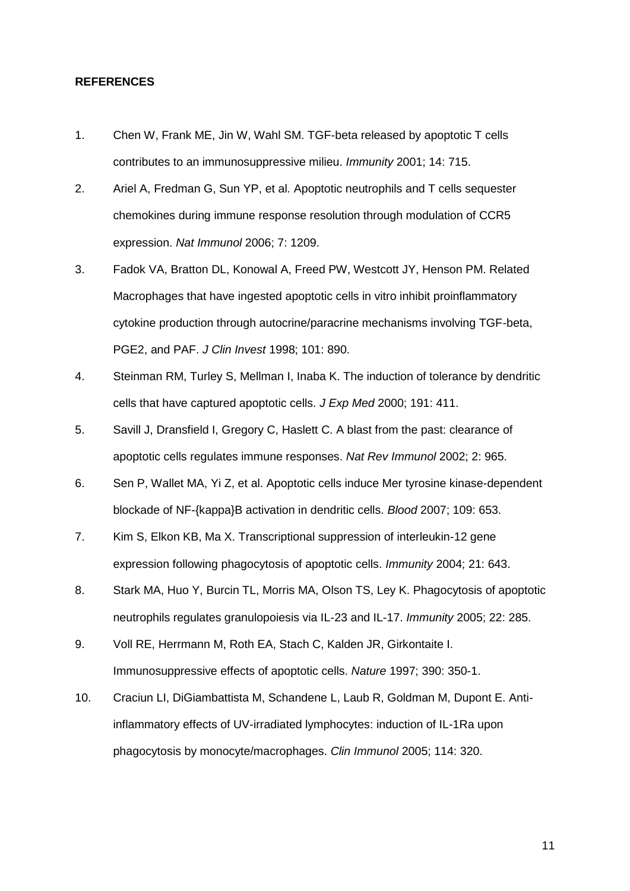**REFERENCES**

1. Chen W, Frank ME, Jin W, Wahl SM. TGF-beta released by apoptotic T cells contributes to an immunosuppressive milieu. *Immunity* 2001; 14: 715.
2. Ariel A, Fredman G, Sun YP, et al. Apoptotic neutrophils and T cells sequester chemokines during immune response resolution through modulation of CCR5 expression. *Nat Immunol* 2006; 7: 1209.
3. Fadok VA, Bratton DL, Konowal A, Freed PW, Westcott JY, Henson PM. Related Macrophages that have ingested apoptotic cells in vitro inhibit proinflammatory cytokine production through autocrine/paracrine mechanisms involving TGF-beta, PGE2, and PAF. *J Clin Invest* 1998; 101: 890.
4. Steinman RM, Turley S, Mellman I, Inaba K. The induction of tolerance by dendritic cells that have captured apoptotic cells. *J Exp Med* 2000; 191: 411.
5. Savill J, Dransfield I, Gregory C, Haslett C. A blast from the past: clearance of apoptotic cells regulates immune responses. *Nat Rev Immunol* 2002; 2: 965.
6. Sen P, Wallet MA, Yi Z, et al. Apoptotic cells induce Mer tyrosine kinase-dependent blockade of NF-{kappa}B activation in dendritic cells. *Blood* 2007; 109: 653.
7. Kim S, Elkon KB, Ma X. Transcriptional suppression of interleukin-12 gene expression following phagocytosis of apoptotic cells. *Immunity* 2004; 21: 643.
8. Stark MA, Huo Y, Burcin TL, Morris MA, Olson TS, Ley K. Phagocytosis of apoptotic neutrophils regulates granulopoiesis via IL-23 and IL-17. *Immunity* 2005; 22: 285.
9. Voll RE, Herrmann M, Roth EA, Stach C, Kalden JR, Girkontaite I. Immunosuppressive effects of apoptotic cells. *Nature* 1997; 390: 350-1.
10. Craciun LI, DiGiambattista M, Schandene L, Laub R, Goldman M, Dupont E. Anti-inflammatory effects of UV-irradiated lymphocytes: induction of IL-1Ra upon phagocytosis by monocyte/macrophages. *Clin Immunol* 2005; 114: 320.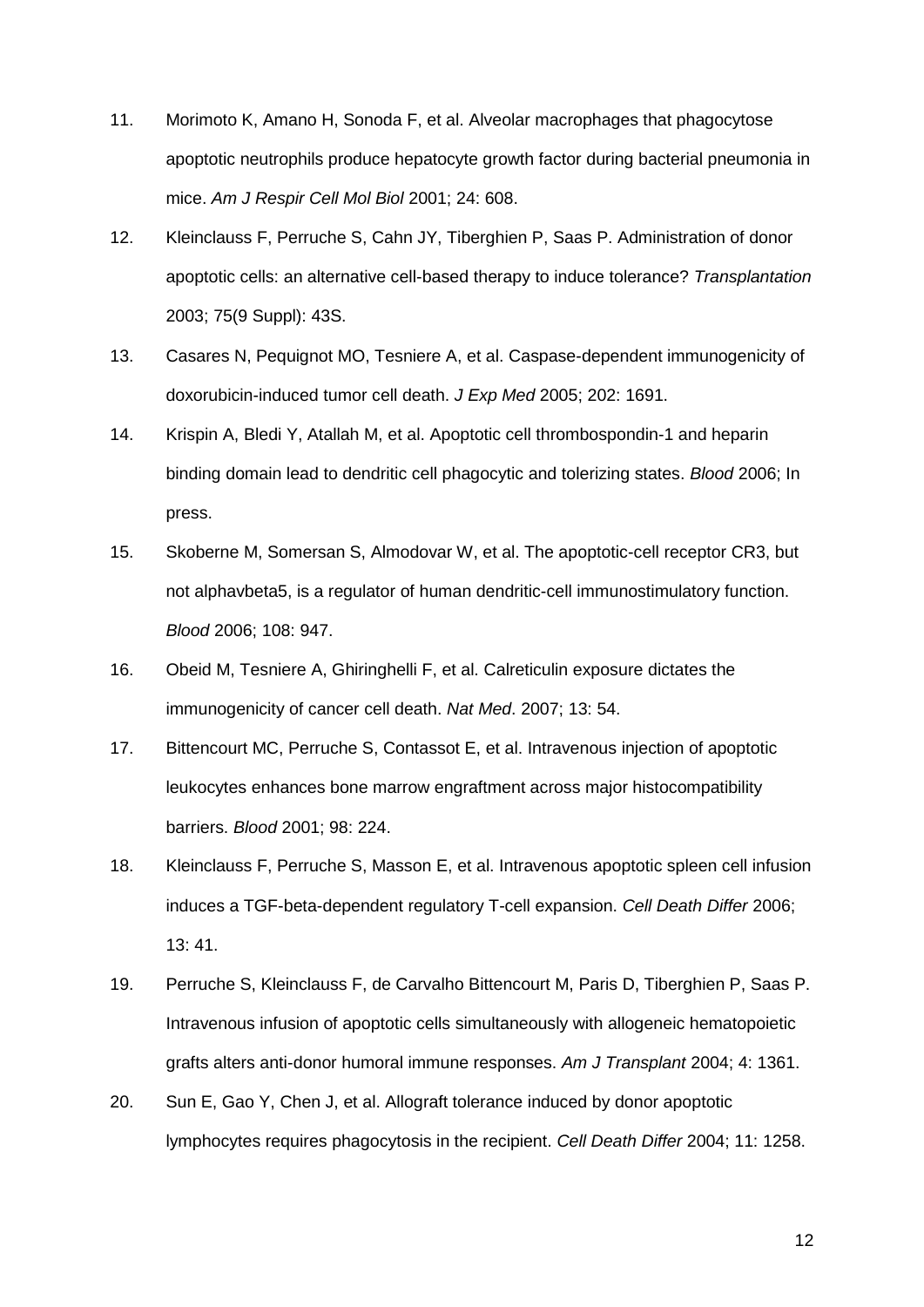11. Morimoto K, Amano H, Sonoda F, et al. Alveolar macrophages that phagocytose apoptotic neutrophils produce hepatocyte growth factor during bacterial pneumonia in mice. *Am J Respir Cell Mol Biol* 2001; 24: 608.
12. Kleinclauss F, Perruche S, Cahn JY, Tiberghien P, Saas P. Administration of donor apoptotic cells: an alternative cell-based therapy to induce tolerance? *Transplantation* 2003; 75(9 Suppl): 43S.
13. Casares N, Pequignot MO, Tesniere A, et al. Caspase-dependent immunogenicity of doxorubicin-induced tumor cell death. *J Exp Med* 2005; 202: 1691.
14. Krispin A, Bledi Y, Atallah M, et al. Apoptotic cell thrombospondin-1 and heparin binding domain lead to dendritic cell phagocytic and tolerizing states. *Blood* 2006; In press.
15. Skoberne M, Somersan S, Almodovar W, et al. The apoptotic-cell receptor CR3, but not alphavbeta5, is a regulator of human dendritic-cell immunostimulatory function. *Blood* 2006; 108: 947.
16. Obeid M, Tesniere A, Ghiringhelli F, et al. Calreticulin exposure dictates the immunogenicity of cancer cell death. *Nat Med*. 2007; 13: 54.
17. Bittencourt MC, Perruche S, Contassot E, et al. Intravenous injection of apoptotic leukocytes enhances bone marrow engraftment across major histocompatibility barriers. *Blood* 2001; 98: 224.
18. Kleinclauss F, Perruche S, Masson E, et al. Intravenous apoptotic spleen cell infusion induces a TGF-beta-dependent regulatory T-cell expansion. *Cell Death Differ* 2006; 13: 41.
19. Perruche S, Kleinclauss F, de Carvalho Bittencourt M, Paris D, Tiberghien P, Saas P. Intravenous infusion of apoptotic cells simultaneously with allogeneic hematopoietic grafts alters anti-donor humoral immune responses. *Am J Transplant* 2004; 4: 1361.
20. Sun E, Gao Y, Chen J, et al. Allograft tolerance induced by donor apoptotic lymphocytes requires phagocytosis in the recipient. *Cell Death Differ* 2004; 11: 1258.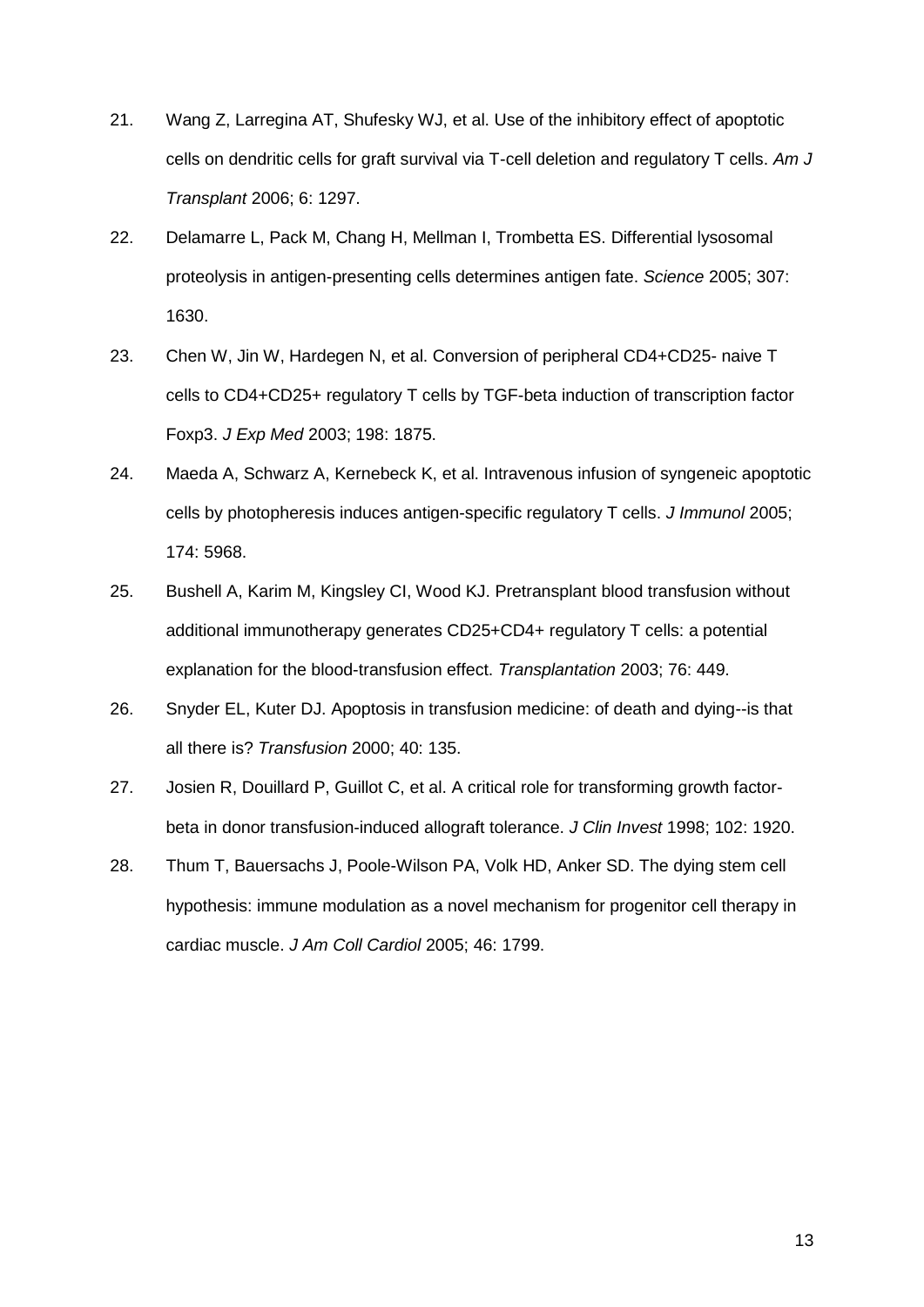21. Wang Z, Larregina AT, Shufesky WJ, et al. Use of the inhibitory effect of apoptotic cells on dendritic cells for graft survival via T-cell deletion and regulatory T cells. *Am J Transplant* 2006; 6: 1297.

22. Delamarre L, Pack M, Chang H, Mellman I, Trombetta ES. Differential lysosomal proteolysis in antigen-presenting cells determines antigen fate. *Science* 2005; 307: 1630.

23. Chen W, Jin W, Hardegen N, et al. Conversion of peripheral CD4+CD25- naive T cells to CD4+CD25+ regulatory T cells by TGF-beta induction of transcription factor Foxp3. *J Exp Med* 2003; 198: 1875.

24. Maeda A, Schwarz A, Kernebeck K, et al. Intravenous infusion of syngeneic apoptotic cells by photopheresis induces antigen-specific regulatory T cells. *J Immunol* 2005; 174: 5968.

25. Bushell A, Karim M, Kingsley CI, Wood KJ. Pretransplant blood transfusion without additional immunotherapy generates CD25+CD4+ regulatory T cells: a potential explanation for the blood-transfusion effect. *Transplantation* 2003; 76: 449.

26. Snyder EL, Kuter DJ. Apoptosis in transfusion medicine: of death and dying--is that all there is? *Transfusion* 2000; 40: 135.

27. Josien R, Douillard P, Guillot C, et al. A critical role for transforming growth factor-beta in donor transfusion-induced allograft tolerance. *J Clin Invest* 1998; 102: 1920.

28. Thum T, Bauersachs J, Poole-Wilson PA, Volk HD, Anker SD. The dying stem cell hypothesis: immune modulation as a novel mechanism for progenitor cell therapy in cardiac muscle. *J Am Coll Cardiol* 2005; 46: 1799.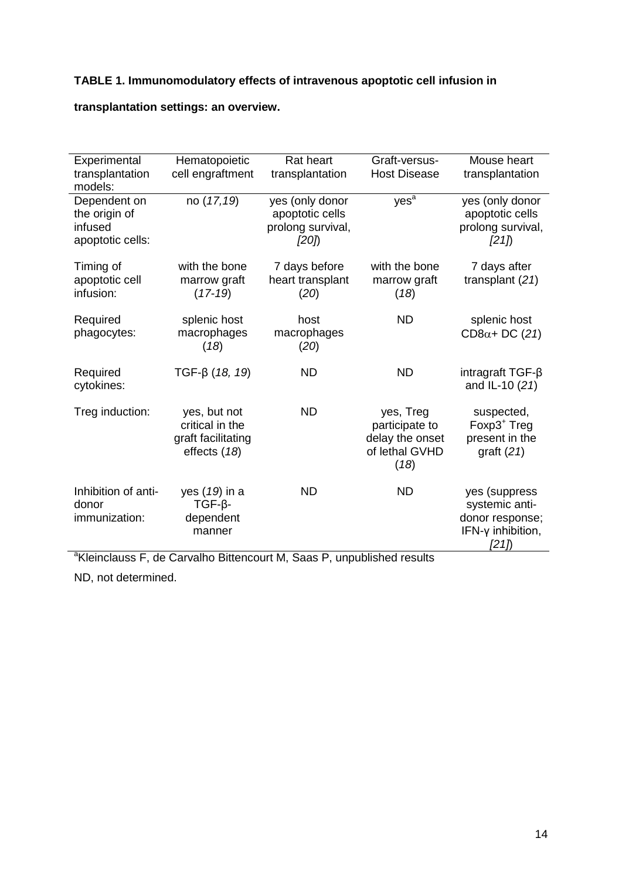**TABLE 1. Immunomodulatory effects of intravenous apoptotic cell infusion in transplantation settings: an overview.**

| Experimental transplantation models: | Hematopoietic cell engraftment | Rat heart transplantation | Graft-versus-Host Disease | Mouse heart transplantation |
|---|---|---|---|---|
| Dependent on the origin of infused apoptotic cells: | no (*17,19*) | yes (only donor apoptotic cells prolong survival, *[20]*) | yes[a] | yes (only donor apoptotic cells prolong survival, *[21]*) |
| Timing of apoptotic cell infusion: | with the bone marrow graft (*17-19*) | 7 days before heart transplant (*20*) | with the bone marrow graft (*18*) | 7 days after transplant (*21*) |
| Required phagocytes: | splenic host macrophages (*18*) | host macrophages (*20*) | ND | splenic host CD8$\alpha$+ DC (*21*) |
| Required cytokines: | TGF-β (*18, 19*) | ND | ND | intragraft TGF-β and IL-10 (*21*) |
| Treg induction: | yes, but not critical in the graft facilitating effects (*18*) | ND | yes, Treg participate to delay the onset of lethal GVHD (*18*) | suspected, Foxp3$^{+}$ Treg present in the graft (*21*) |
| Inhibition of anti-donor immunization: | yes (*19*) in a TGF-β-dependent manner | ND | ND | yes (suppress systemic anti-donor response; IFN-γ inhibition, *[21]*) |

[a]Kleinclauss F, de Carvalho Bittencourt M, Saas P, unpublished results

ND, not determined.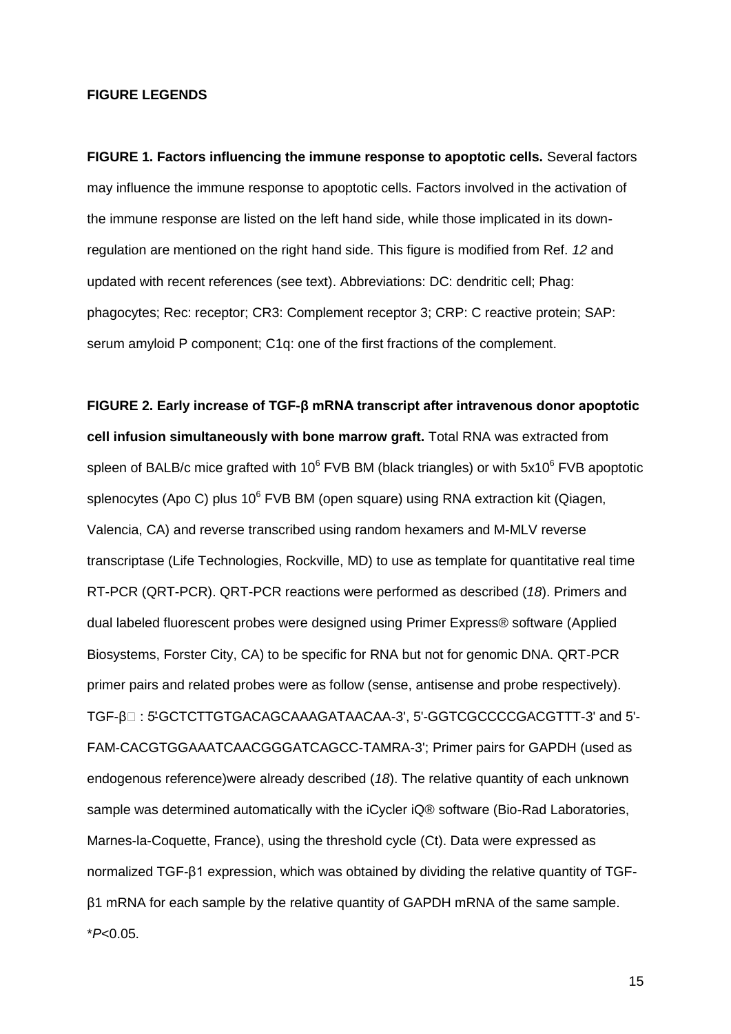**FIGURE LEGENDS**

**FIGURE 1. Factors influencing the immune response to apoptotic cells.** Several factors may influence the immune response to apoptotic cells. Factors involved in the activation of the immune response are listed on the left hand side, while those implicated in its down-regulation are mentioned on the right hand side. This figure is modified from Ref. *12* and updated with recent references (see text). Abbreviations: DC: dendritic cell; Phag: phagocytes; Rec: receptor; CR3: Complement receptor 3; CRP: C reactive protein; SAP: serum amyloid P component; C1q: one of the first fractions of the complement.

**FIGURE 2. Early increase of TGF-β mRNA transcript after intravenous donor apoptotic cell infusion simultaneously with bone marrow graft.** Total RNA was extracted from spleen of BALB/c mice grafted with $10^6$ FVB BM (black triangles) or with $5x10^6$ FVB apoptotic splenocytes (Apo C) plus $10^6$ FVB BM (open square) using RNA extraction kit (Qiagen, Valencia, CA) and reverse transcribed using random hexamers and M-MLV reverse transcriptase (Life Technologies, Rockville, MD) to use as template for quantitative real time RT-PCR (QRT-PCR). QRT-PCR reactions were performed as described (*18*). Primers and dual labeled fluorescent probes were designed using Primer Express® software (Applied Biosystems, Forster City, CA) to be specific for RNA but not for genomic DNA. QRT-PCR primer pairs and related probes were as follow (sense, antisense and probe respectively). TGF-β : 5'GCTCTTGTGACAGCAAAGATAACAA-3', 5'-GGTCGCCCCGACGTTT-3' and 5'-FAM-CACGTGGAAATCAACGGGATCAGCC-TAMRA-3'; Primer pairs for GAPDH (used as endogenous reference)were already described (*18*). The relative quantity of each unknown sample was determined automatically with the iCycler iQ® software (Bio-Rad Laboratories, Marnes-la-Coquette, France), using the threshold cycle (Ct). Data were expressed as normalized TGF-β1 expression, which was obtained by dividing the relative quantity of TGF-β1 mRNA for each sample by the relative quantity of GAPDH mRNA of the same sample. $^*P<0.05$.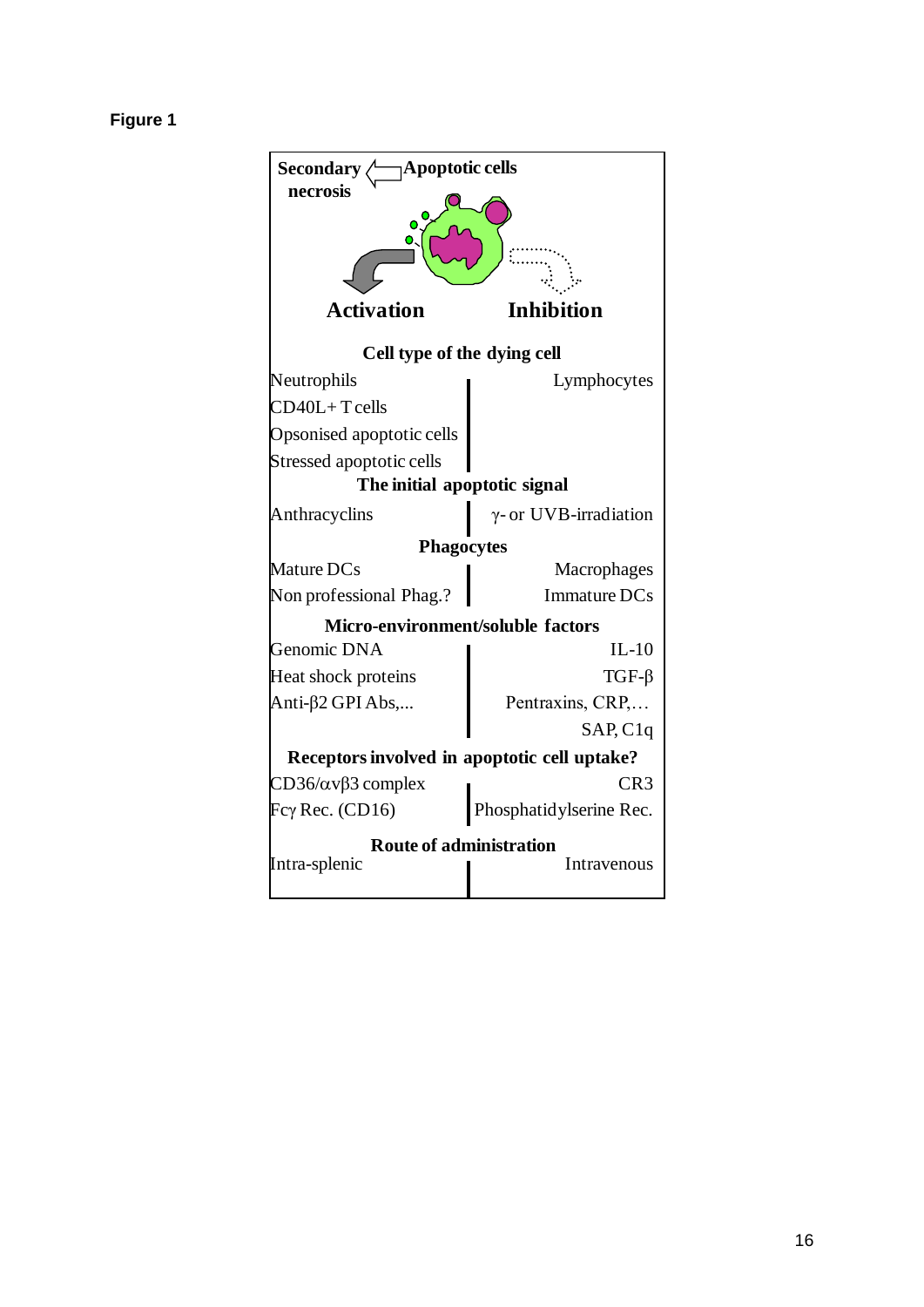**Figure 1**

Secondary necrosis ⟸ Apoptotic cells

| **Activation** | **Inhibition** |
| --- | --- |
| **Cell type of the dying cell** | |
| Neutrophils | Lymphocytes |
| CD40L+ T cells | |
| Opsonised apoptotic cells | |
| Stressed apoptotic cells | |
| **The initial apoptotic signal** | |
| Anthracyclins | γ- or UVB-irradiation |
| **Phagocytes** | |
| Mature DCs | Macrophages |
| Non professional Phag.? | Immature DCs |
| **Micro-environment/soluble factors** | |
| Genomic DNA | IL-10 |
| Heat shock proteins | TGF-β |
| Anti-β2 GPI Abs,... | Pentraxins, CRP,… |
| | SAP, C1q |
| **Receptors involved in apoptotic cell uptake?** | |
| CD36/αvβ3 complex | CR3 |
| Fcγ Rec. (CD16) | Phosphatidylserine Rec. |
| **Route of administration** | |
| Intra-splenic | Intravenous |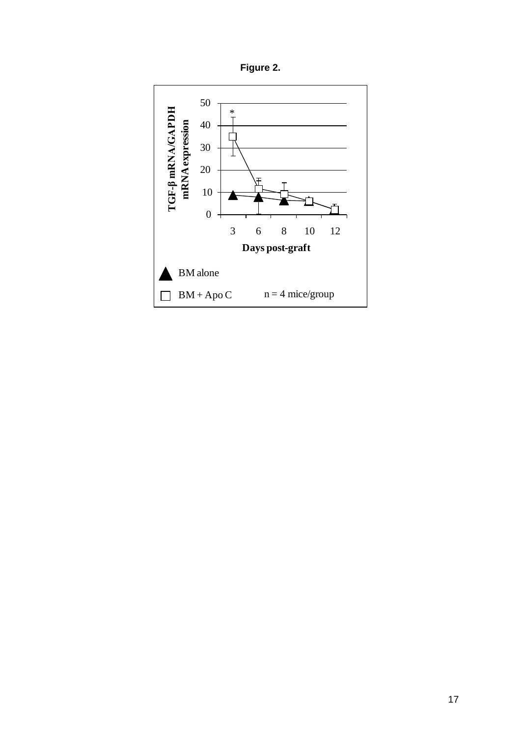**Figure 2.**

TGF-β mRNA/GAPDH mRNA expression

50
40
30
20
10
0

*

3 6 8 10 12

**Days post-graft**

BM alone

BM + Apo C

n = 4 mice/group